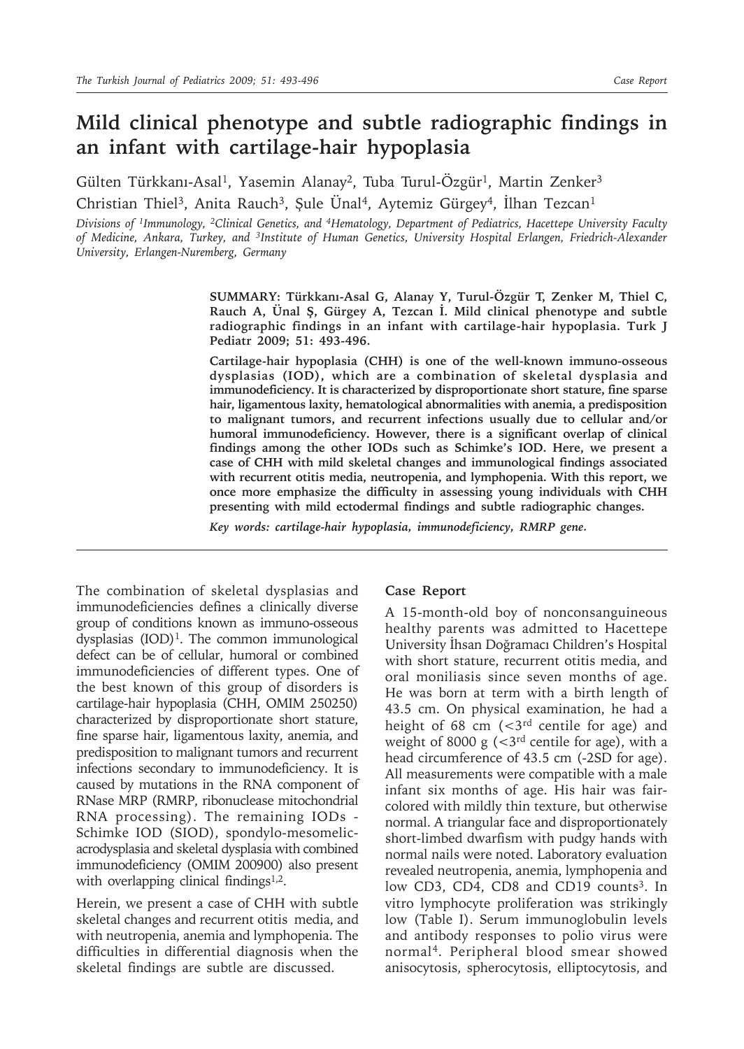# Mild clinical phenotype and subtle radiographic findings in an infant with cartilage-hair hypoplasia

Gülten Türkkanı-Asal[1], Yasemin Alanay[2], Tuba Turul-Özgür[1], Martin Zenker[3]
Christian Thiel[3], Anita Rauch[3], Şule Ünal[4], Aytemiz Gürgey[4], İlhan Tezcan[1]

*Divisions of [1]Immunology, [2]Clinical Genetics, and [4]Hematology, Department of Pediatrics, Hacettepe University Faculty of Medicine, Ankara, Turkey, and [3]Institute of Human Genetics, University Hospital Erlangen, Friedrich-Alexander University, Erlangen-Nuremberg, Germany*

**SUMMARY: Türkkanı-Asal G, Alanay Y, Turul-Özgür T, Zenker M, Thiel C, Rauch A, Ünal Ş, Gürgey A, Tezcan İ. Mild clinical phenotype and subtle radiographic findings in an infant with cartilage-hair hypoplasia. Turk J Pediatr 2009; 51: 493-496.**

**Cartilage-hair hypoplasia (CHH) is one of the well-known immuno-osseous dysplasias (IOD), which are a combination of skeletal dysplasia and immunodeficiency. It is characterized by disproportionate short stature, fine sparse hair, ligamentous laxity, hematological abnormalities with anemia, a predisposition to malignant tumors, and recurrent infections usually due to cellular and/or humoral immunodeficiency. However, there is a significant overlap of clinical findings among the other IODs such as Schimke's IOD. Here, we present a case of CHH with mild skeletal changes and immunological findings associated with recurrent otitis media, neutropenia, and lymphopenia. With this report, we once more emphasize the difficulty in assessing young individuals with CHH presenting with mild ectodermal findings and subtle radiographic changes.**

***Key words: cartilage-hair hypoplasia, immunodeficiency, RMRP gene.***

The combination of skeletal dysplasias and immunodeficiencies defines a clinically diverse group of conditions known as immuno-osseous dysplasias (IOD)[1]. The common immunological defect can be of cellular, humoral or combined immunodeficiencies of different types. One of the best known of this group of disorders is cartilage-hair hypoplasia (CHH, OMIM 250250) characterized by disproportionate short stature, fine sparse hair, ligamentous laxity, anemia, and predisposition to malignant tumors and recurrent infections secondary to immunodeficiency. It is caused by mutations in the RNA component of RNase MRP (RMRP, ribonuclease mitochondrial RNA processing). The remaining IODs - Schimke IOD (SIOD), spondylo-mesomelic-acrodysplasia and skeletal dysplasia with combined immunodeficiency (OMIM 200900) also present with overlapping clinical findings[1,2].

Herein, we present a case of CHH with subtle skeletal changes and recurrent otitis media, and with neutropenia, anemia and lymphopenia. The difficulties in differential diagnosis when the skeletal findings are subtle are discussed.

## Case Report

A 15-month-old boy of nonconsanguineous healthy parents was admitted to Hacettepe University İhsan Doğramacı Children's Hospital with short stature, recurrent otitis media, and oral moniliasis since seven months of age. He was born at term with a birth length of 43.5 cm. On physical examination, he had a height of 68 cm (<3[rd] centile for age) and weight of 8000 g (<3[rd] centile for age), with a head circumference of 43.5 cm (-2SD for age). All measurements were compatible with a male infant six months of age. His hair was fair-colored with mildly thin texture, but otherwise normal. A triangular face and disproportionately short-limbed dwarfism with pudgy hands with normal nails were noted. Laboratory evaluation revealed neutropenia, anemia, lymphopenia and low CD3, CD4, CD8 and CD19 counts[3]. In vitro lymphocyte proliferation was strikingly low (Table I). Serum immunoglobulin levels and antibody responses to polio virus were normal[4]. Peripheral blood smear showed anisocytosis, spherocytosis, elliptocytosis, and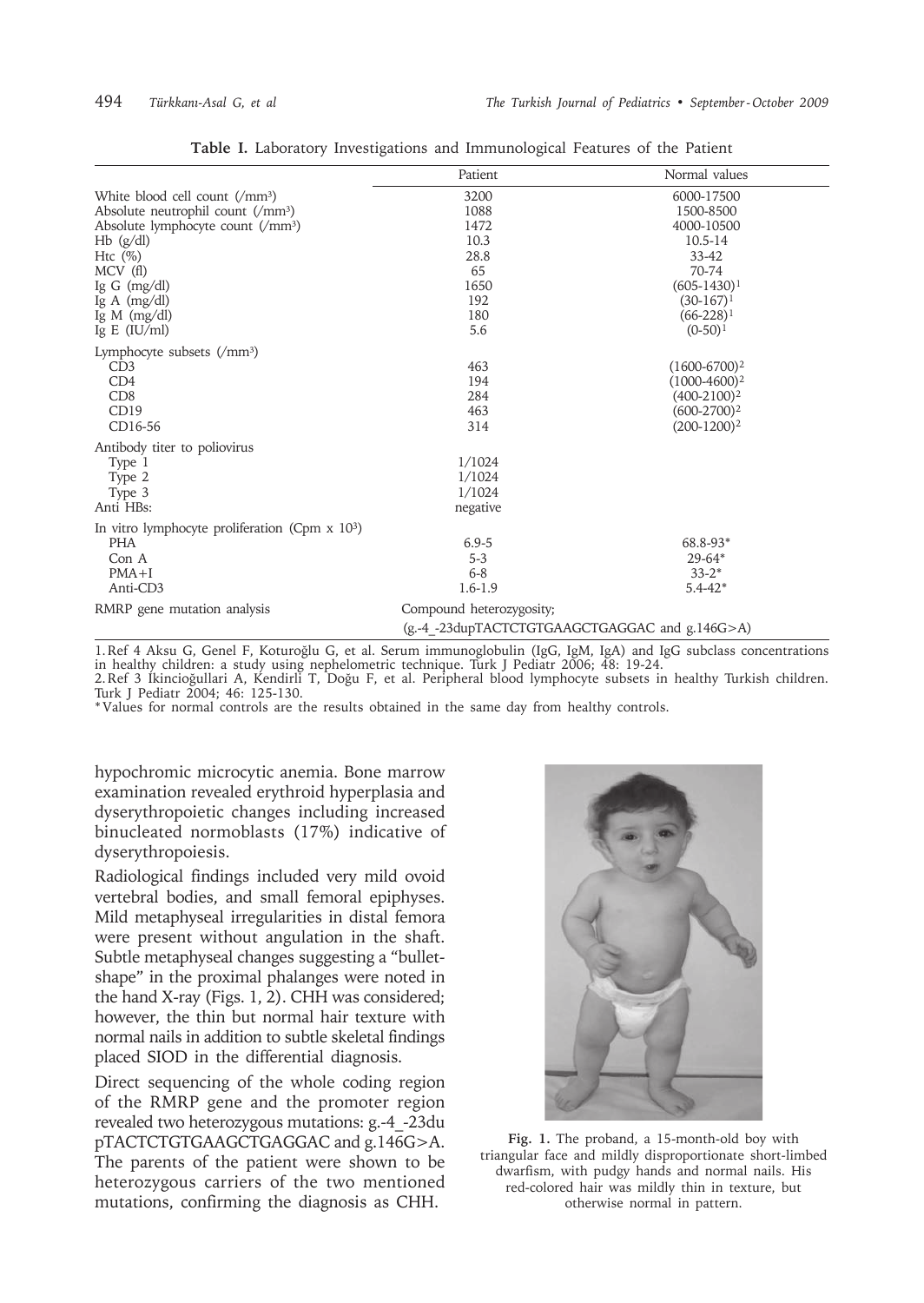**Table I.** Laboratory Investigations and Immunological Features of the Patient

| | Patient | Normal values |
|---|---|---|
| White blood cell count (/mm$^3$) | 3200 | 6000-17500 |
| Absolute neutrophil count (/mm$^3$) | 1088 | 1500-8500 |
| Absolute lymphocyte count (/mm$^3$) | 1472 | 4000-10500 |
| Hb (g/dl) | 10.3 | 10.5-14 |
| Htc (%) | 28.8 | 33-42 |
| MCV (fl) | 65 | 70-74 |
| Ig G (mg/dl) | 1650 | (605-1430)[1] |
| Ig A (mg/dl) | 192 | (30-167)[1] |
| Ig M (mg/dl) | 180 | (66-228)[1] |
| Ig E (IU/ml) | 5.6 | (0-50)[1] |
| Lymphocyte subsets (/mm$^3$) | | |
| CD3 | 463 | (1600-6700)[2] |
| CD4 | 194 | (1000-4600)[2] |
| CD8 | 284 | (400-2100)[2] |
| CD19 | 463 | (600-2700)[2] |
| CD16-56 | 314 | (200-1200)[2] |
| Antibody titer to poliovirus | | |
| Type 1 | 1/1024 | |
| Type 2 | 1/1024 | |
| Type 3 | 1/1024 | |
| Anti HBs: | negative | |
| In vitro lymphocyte proliferation (Cpm x 10$^3$) | | |
| PHA | 6.9-5 | 68.8-93* |
| Con A | 5-3 | 29-64* |
| PMA+I | 6-8 | 33-2* |
| Anti-CD3 | 1.6-1.9 | 5.4-42* |
| RMRP gene mutation analysis | Compound heterozygosity; (g.-4_-23dupTACTCTGTGAAGCTGAGGAC and g.146G>A) | |

1. Ref 4 Aksu G, Genel F, Koturoğlu G, et al. Serum immunoglobulin (IgG, IgM, IgA) and IgG subclass concentrations in healthy children: a study using nephelometric technique. Turk J Pediatr 2006; 48: 19-24.
2. Ref 3 İkincioğullari A, Kendirli T, Doğu F, et al. Peripheral blood lymphocyte subsets in healthy Turkish children. Turk J Pediatr 2004; 46: 125-130.
*Values for normal controls are the results obtained in the same day from healthy controls.

hypochromic microcytic anemia. Bone marrow examination revealed erythroid hyperplasia and dyserythropoietic changes including increased binucleated normoblasts (17%) indicative of dyserythropoiesis.

Radiological findings included very mild ovoid vertebral bodies, and small femoral epiphyses. Mild metaphyseal irregularities in distal femora were present without angulation in the shaft. Subtle metaphyseal changes suggesting a "bullet-shape" in the proximal phalanges were noted in the hand X-ray (Figs. 1, 2). CHH was considered; however, the thin but normal hair texture with normal nails in addition to subtle skeletal findings placed SIOD in the differential diagnosis.

Direct sequencing of the whole coding region of the RMRP gene and the promoter region revealed two heterozygous mutations: g.-4_-23dupTACTCTGTGAAGCTGAGGAC and g.146G>A. The parents of the patient were shown to be heterozygous carriers of the two mentioned mutations, confirming the diagnosis as CHH.

**Fig. 1.** The proband, a 15-month-old boy with triangular face and mildly disproportionate short-limbed dwarfism, with pudgy hands and normal nails. His red-colored hair was mildly thin in texture, but otherwise normal in pattern.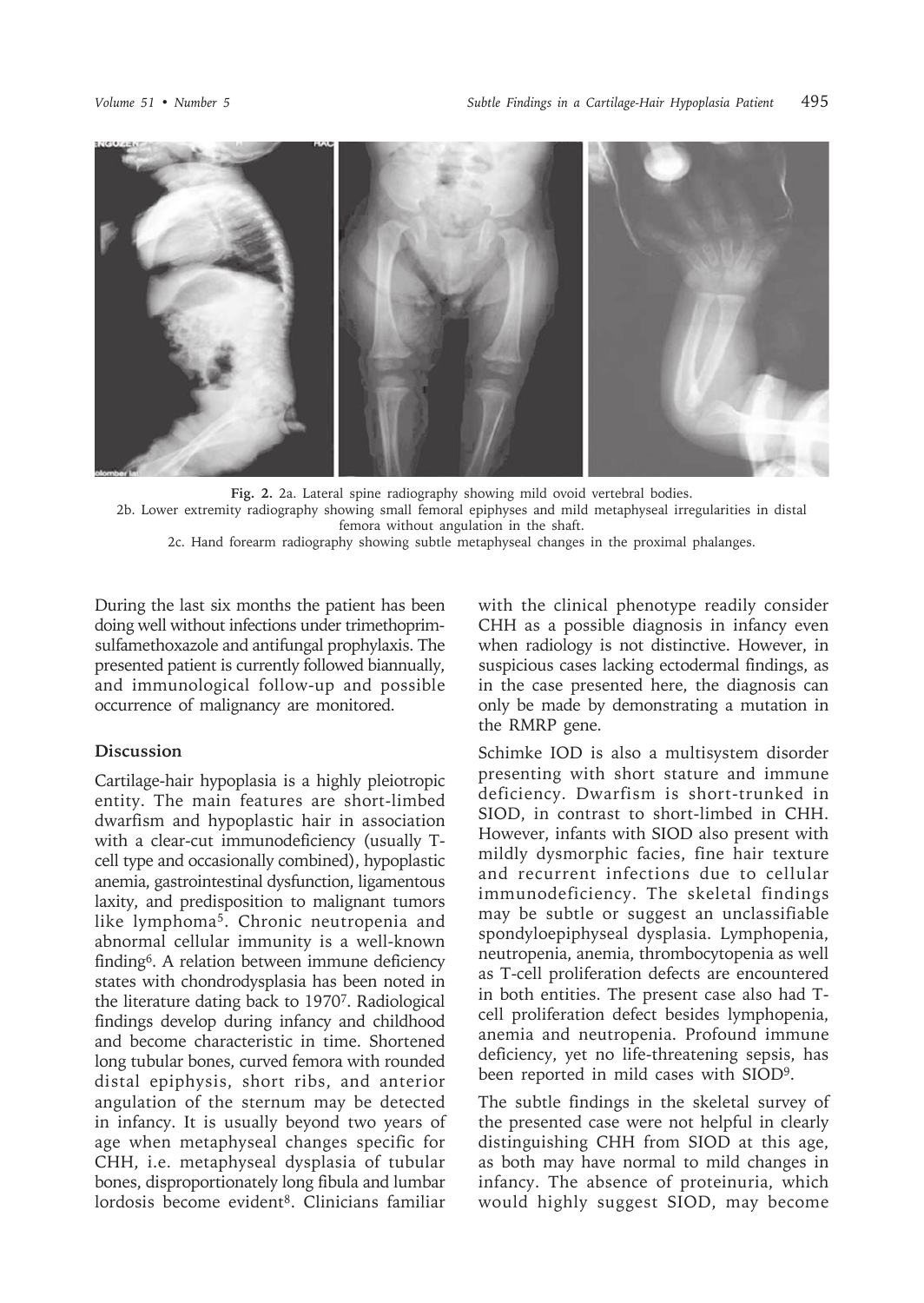**Fig. 2.** 2a. Lateral spine radiography showing mild ovoid vertebral bodies.
2b. Lower extremity radiography showing small femoral epiphyses and mild metaphyseal irregularities in distal femora without angulation in the shaft.
2c. Hand forearm radiography showing subtle metaphyseal changes in the proximal phalanges.

During the last six months the patient has been doing well without infections under trimethoprim-sulfamethoxazole and antifungal prophylaxis. The presented patient is currently followed biannually, and immunological follow-up and possible occurrence of malignancy are monitored.

## Discussion

Cartilage-hair hypoplasia is a highly pleiotropic entity. The main features are short-limbed dwarfism and hypoplastic hair in association with a clear-cut immunodeficiency (usually T-cell type and occasionally combined), hypoplastic anemia, gastrointestinal dysfunction, ligamentous laxity, and predisposition to malignant tumors like lymphoma[5]. Chronic neutropenia and abnormal cellular immunity is a well-known finding[6]. A relation between immune deficiency states with chondrodysplasia has been noted in the literature dating back to 1970[7]. Radiological findings develop during infancy and childhood and become characteristic in time. Shortened long tubular bones, curved femora with rounded distal epiphysis, short ribs, and anterior angulation of the sternum may be detected in infancy. It is usually beyond two years of age when metaphyseal changes specific for CHH, i.e. metaphyseal dysplasia of tubular bones, disproportionately long fibula and lumbar lordosis become evident[8]. Clinicians familiar with the clinical phenotype readily consider CHH as a possible diagnosis in infancy even when radiology is not distinctive. However, in suspicious cases lacking ectodermal findings, as in the case presented here, the diagnosis can only be made by demonstrating a mutation in the RMRP gene.

Schimke IOD is also a multisystem disorder presenting with short stature and immune deficiency. Dwarfism is short-trunked in SIOD, in contrast to short-limbed in CHH. However, infants with SIOD also present with mildly dysmorphic facies, fine hair texture and recurrent infections due to cellular immunodeficiency. The skeletal findings may be subtle or suggest an unclassifiable spondyloepiphyseal dysplasia. Lymphopenia, neutropenia, anemia, thrombocytopenia as well as T-cell proliferation defects are encountered in both entities. The present case also had T-cell proliferation defect besides lymphopenia, anemia and neutropenia. Profound immune deficiency, yet no life-threatening sepsis, has been reported in mild cases with SIOD[9].

The subtle findings in the skeletal survey of the presented case were not helpful in clearly distinguishing CHH from SIOD at this age, as both may have normal to mild changes in infancy. The absence of proteinuria, which would highly suggest SIOD, may become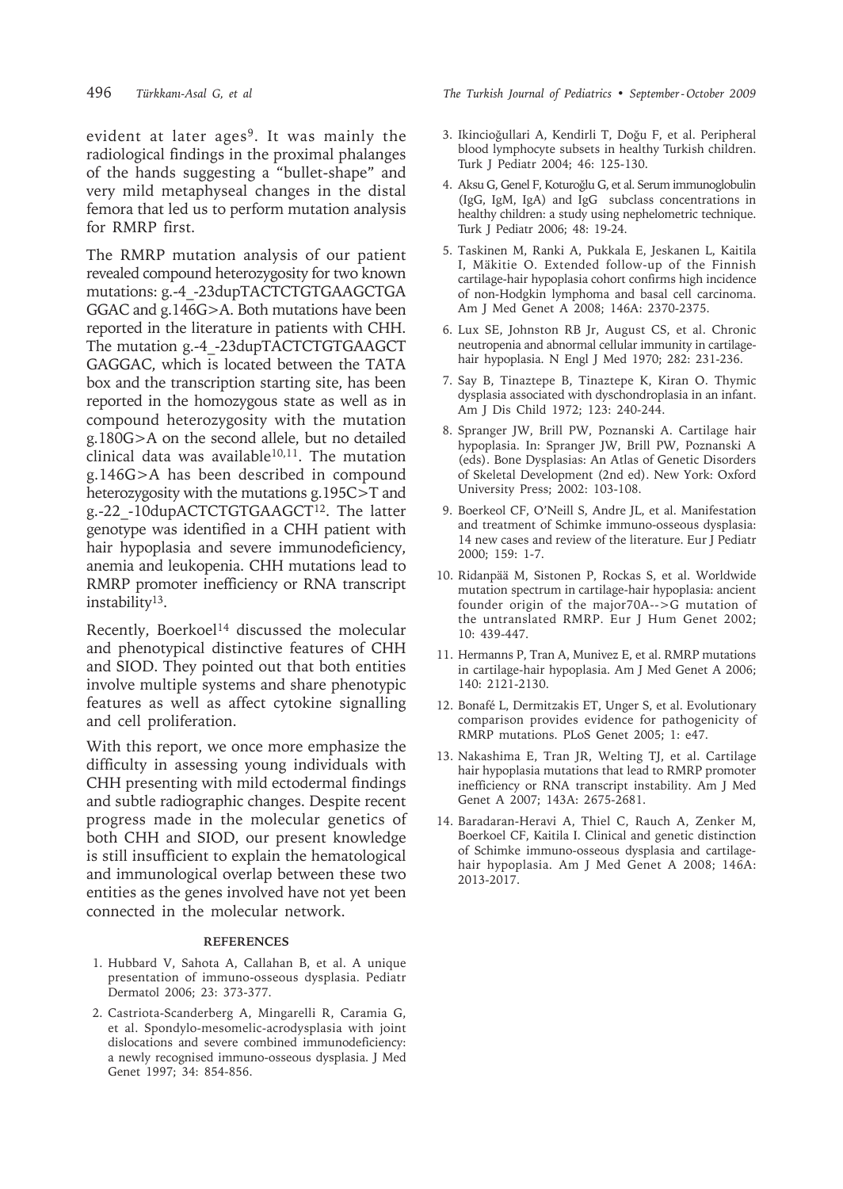evident at later ages[9]. It was mainly the radiological findings in the proximal phalanges of the hands suggesting a "bullet-shape" and very mild metaphyseal changes in the distal femora that led us to perform mutation analysis for RMRP first.

The RMRP mutation analysis of our patient revealed compound heterozygosity for two known mutations: g.-4_-23dupTACTCTGTGAAGCTGAGGAC and g.146G>A. Both mutations have been reported in the literature in patients with CHH. The mutation g.-4_-23dupTACTCTGTGAAGCTGAGGAC, which is located between the TATA box and the transcription starting site, has been reported in the homozygous state as well as in compound heterozygosity with the mutation g.180G>A on the second allele, but no detailed clinical data was available[10,11]. The mutation g.146G>A has been described in compound heterozygosity with the mutations g.195C>T and g.-22_-10dupACTCTGTGAAGCT[12]. The latter genotype was identified in a CHH patient with hair hypoplasia and severe immunodeficiency, anemia and leukopenia. CHH mutations lead to RMRP promoter inefficiency or RNA transcript instability[13].

Recently, Boerkoel[14] discussed the molecular and phenotypical distinctive features of CHH and SIOD. They pointed out that both entities involve multiple systems and share phenotypic features as well as affect cytokine signalling and cell proliferation.

With this report, we once more emphasize the difficulty in assessing young individuals with CHH presenting with mild ectodermal findings and subtle radiographic changes. Despite recent progress made in the molecular genetics of both CHH and SIOD, our present knowledge is still insufficient to explain the hematological and immunological overlap between these two entities as the genes involved have not yet been connected in the molecular network.

## REFERENCES

1. Hubbard V, Sahota A, Callahan B, et al. A unique presentation of immuno-osseous dysplasia. Pediatr Dermatol 2006; 23: 373-377.
2. Castriota-Scanderberg A, Mingarelli R, Caramia G, et al. Spondylo-mesomelic-acrodysplasia with joint dislocations and severe combined immunodeficiency: a newly recognised immuno-osseous dysplasia. J Med Genet 1997; 34: 854-856.
3. Ikincioğullari A, Kendirli T, Doğu F, et al. Peripheral blood lymphocyte subsets in healthy Turkish children. Turk J Pediatr 2004; 46: 125-130.
4. Aksu G, Genel F, Koturoğlu G, et al. Serum immunoglobulin (IgG, IgM, IgA) and IgG subclass concentrations in healthy children: a study using nephelometric technique. Turk J Pediatr 2006; 48: 19-24.
5. Taskinen M, Ranki A, Pukkala E, Jeskanen L, Kaitila I, Mäkitie O. Extended follow-up of the Finnish cartilage-hair hypoplasia cohort confirms high incidence of non-Hodgkin lymphoma and basal cell carcinoma. Am J Med Genet A 2008; 146A: 2370-2375.
6. Lux SE, Johnston RB Jr, August CS, et al. Chronic neutropenia and abnormal cellular immunity in cartilage-hair hypoplasia. N Engl J Med 1970; 282: 231-236.
7. Say B, Tinaztepe B, Tinaztepe K, Kiran O. Thymic dysplasia associated with dyschondroplasia in an infant. Am J Dis Child 1972; 123: 240-244.
8. Spranger JW, Brill PW, Poznanski A. Cartilage hair hypoplasia. In: Spranger JW, Brill PW, Poznanski A (eds). Bone Dysplasias: An Atlas of Genetic Disorders of Skeletal Development (2nd ed). New York: Oxford University Press; 2002: 103-108.
9. Boerkeol CF, O'Neill S, Andre JL, et al. Manifestation and treatment of Schimke immuno-osseous dysplasia: 14 new cases and review of the literature. Eur J Pediatr 2000; 159: 1-7.
10. Ridanpää M, Sistonen P, Rockas S, et al. Worldwide mutation spectrum in cartilage-hair hypoplasia: ancient founder origin of the major70A-->G mutation of the untranslated RMRP. Eur J Hum Genet 2002; 10: 439-447.
11. Hermanns P, Tran A, Munivez E, et al. RMRP mutations in cartilage-hair hypoplasia. Am J Med Genet A 2006; 140: 2121-2130.
12. Bonafé L, Dermitzakis ET, Unger S, et al. Evolutionary comparison provides evidence for pathogenicity of RMRP mutations. PLoS Genet 2005; 1: e47.
13. Nakashima E, Tran JR, Welting TJ, et al. Cartilage hair hypoplasia mutations that lead to RMRP promoter inefficiency or RNA transcript instability. Am J Med Genet A 2007; 143A: 2675-2681.
14. Baradaran-Heravi A, Thiel C, Rauch A, Zenker M, Boerkoel CF, Kaitila I. Clinical and genetic distinction of Schimke immuno-osseous dysplasia and cartilage-hair hypoplasia. Am J Med Genet A 2008; 146A: 2013-2017.